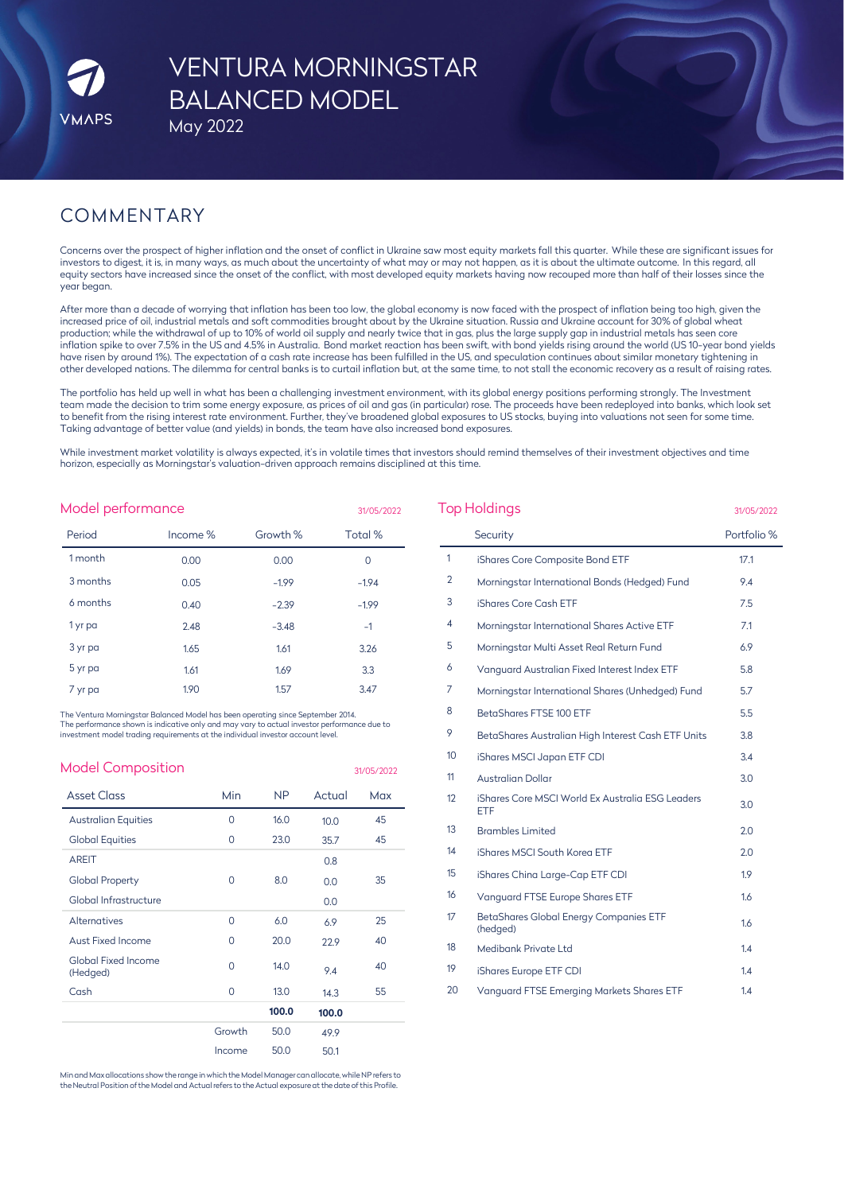VMAPS

# VENTURA MORNINGSTAR BALANCED MODEL

May 2022

## COMMENTARY

Concerns over the prospect of higher inflation and the onset of conflict in Ukraine saw most equity markets fall this quarter. While these are significant issues for investors to digest, it is, in many ways, as much about the uncertainty of what may or may not happen, as it is about the ultimate outcome. In this regard, all equity sectors have increased since the onset of the conflict, with most developed equity markets having now recouped more than half of their losses since the year began.

After more than a decade of worrying that inflation has been too low, the global economy is now faced with the prospect of inflation being too high, given the increased price of oil, industrial metals and soft commodities brought about by the Ukraine situation. Russia and Ukraine account for 30% of global wheat production; while the withdrawal of up to 10% of world oil supply and nearly twice that in gas, plus the large supply gap in industrial metals has seen core inflation spike to over 7.5% in the US and 4.5% in Australia. Bond market reaction has been swift, with bond yields rising around the world (US 10-year bond yields have risen by around 1%). The expectation of a cash rate increase has been fulfilled in the US, and speculation continues about similar monetary tightening in other developed nations. The dilemma for central banks is to curtail inflation but, at the same time, to not stall the economic recovery as a result of raising rates.

The portfolio has held up well in what has been a challenging investment environment, with its global energy positions performing strongly. The Investment team made the decision to trim some energy exposure, as prices of oil and gas (in particular) rose. The proceeds have been redeployed into banks, which look set to benefit from the rising interest rate environment. Further, they've broadened global exposures to US stocks, buying into valuations not seen for some time. Taking advantage of better value (and yields) in bonds, the team have also increased bond exposures.

While investment market volatility is always expected, it's in volatile times that investors should remind themselves of their investment objectives and time horizon, especially as Morningstar's valuation-driven approach remains disciplined at this time.

## Model performance

31/05/2022

| Period | Income % | Growth % | Total % |
|---|---|---|---|
| 1 month | 0.00 | 0.00 | 0 |
| 3 months | 0.05 | -1.99 | -1.94 |
| 6 months | 0.40 | -2.39 | -1.99 |
| 1 yr pa | 2.48 | -3.48 | -1 |
| 3 yr pa | 1.65 | 1.61 | 3.26 |
| 5 yr pa | 1.61 | 1.69 | 3.3 |
| 7 yr pa | 1.90 | 1.57 | 3.47 |

The Ventura Morningstar Balanced Model has been operating since September 2014.
The performance shown is indicative only and may vary to actual investor performance due to investment model trading requirements at the individual investor account level.

## Model Composition

31/05/2022

| Asset Class | Min | NP | Actual | Max |
|---|---|---|---|---|
| Australian Equities | 0 | 16.0 | 10.0 | 45 |
| Global Equities | 0 | 23.0 | 35.7 | 45 |
| AREIT | | | 0.8 | |
| Global Property | 0 | 8.0 | 0.0 | 35 |
| Global Infrastructure | | | 0.0 | |
| Alternatives | 0 | 6.0 | 6.9 | 25 |
| Aust Fixed Income | 0 | 20.0 | 22.9 | 40 |
| Global Fixed Income (Hedged) | 0 | 14.0 | 9.4 | 40 |
| Cash | 0 | 13.0 | 14.3 | 55 |
| | | **100.0** | **100.0** | |
| | Growth | 50.0 | 49.9 | |
| | Income | 50.0 | 50.1 | |

Min and Max allocations show the range in which the Model Manager can allocate, while NP refers to the Neutral Position of the Model and Actual refers to the Actual exposure at the date of this Profile.

## Top Holdings

31/05/2022

| | Security | Portfolio % |
|---|---|---|
| 1 | iShares Core Composite Bond ETF | 17.1 |
| 2 | Morningstar International Bonds (Hedged) Fund | 9.4 |
| 3 | iShares Core Cash ETF | 7.5 |
| 4 | Morningstar International Shares Active ETF | 7.1 |
| 5 | Morningstar Multi Asset Real Return Fund | 6.9 |
| 6 | Vanguard Australian Fixed Interest Index ETF | 5.8 |
| 7 | Morningstar International Shares (Unhedged) Fund | 5.7 |
| 8 | BetaShares FTSE 100 ETF | 5.5 |
| 9 | BetaShares Australian High Interest Cash ETF Units | 3.8 |
| 10 | iShares MSCI Japan ETF CDI | 3.4 |
| 11 | Australian Dollar | 3.0 |
| 12 | iShares Core MSCI World Ex Australia ESG Leaders ETF | 3.0 |
| 13 | Brambles Limited | 2.0 |
| 14 | iShares MSCI South Korea ETF | 2.0 |
| 15 | iShares China Large-Cap ETF CDI | 1.9 |
| 16 | Vanguard FTSE Europe Shares ETF | 1.6 |
| 17 | BetaShares Global Energy Companies ETF (hedged) | 1.6 |
| 18 | Medibank Private Ltd | 1.4 |
| 19 | iShares Europe ETF CDI | 1.4 |
| 20 | Vanguard FTSE Emerging Markets Shares ETF | 1.4 |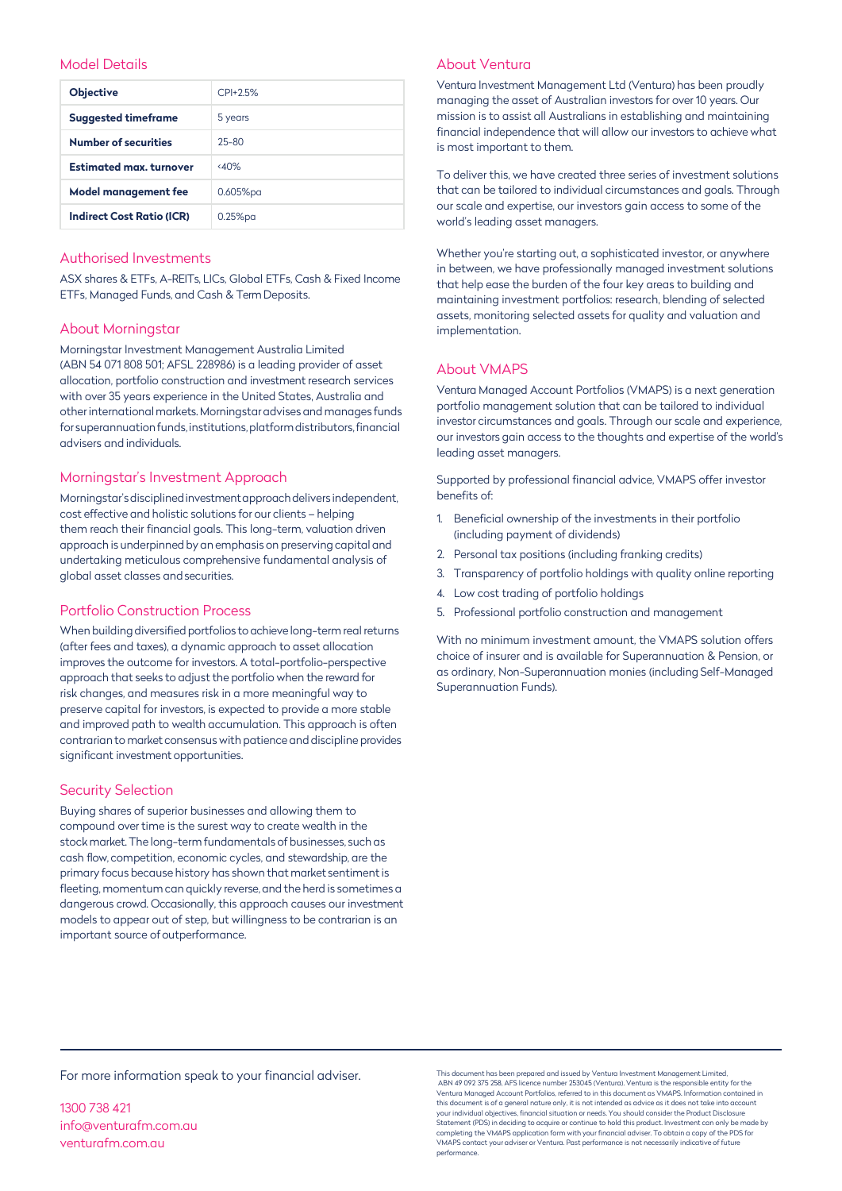## Model Details

| | |
|---|---|
| **Objective** | CPI+2.5% |
| **Suggested timeframe** | 5 years |
| **Number of securities** | 25-80 |
| **Estimated max. turnover** | <40% |
| **Model management fee** | 0.605%pa |
| **Indirect Cost Ratio (ICR)** | 0.25%pa |

## Authorised Investments

ASX shares & ETFs, A-REITs, LICs, Global ETFs, Cash & Fixed Income ETFs, Managed Funds, and Cash & Term Deposits.

## About Morningstar

Morningstar Investment Management Australia Limited (ABN 54 071 808 501; AFSL 228986) is a leading provider of asset allocation, portfolio construction and investment research services with over 35 years experience in the United States, Australia and other international markets. Morningstar advises and manages funds for superannuation funds, institutions, platform distributors, financial advisers and individuals.

## Morningstar's Investment Approach

Morningstar's disciplined investment approach delivers independent, cost effective and holistic solutions for our clients – helping them reach their financial goals. This long-term, valuation driven approach is underpinned by an emphasis on preserving capital and undertaking meticulous comprehensive fundamental analysis of global asset classes and securities.

## Portfolio Construction Process

When building diversified portfolios to achieve long-term real returns (after fees and taxes), a dynamic approach to asset allocation improves the outcome for investors. A total-portfolio-perspective approach that seeks to adjust the portfolio when the reward for risk changes, and measures risk in a more meaningful way to preserve capital for investors, is expected to provide a more stable and improved path to wealth accumulation. This approach is often contrarian to market consensus with patience and discipline provides significant investment opportunities.

## Security Selection

Buying shares of superior businesses and allowing them to compound over time is the surest way to create wealth in the stock market. The long-term fundamentals of businesses, such as cash flow, competition, economic cycles, and stewardship, are the primary focus because history has shown that market sentiment is fleeting, momentum can quickly reverse, and the herd is sometimes a dangerous crowd. Occasionally, this approach causes our investment models to appear out of step, but willingness to be contrarian is an important source of outperformance.

## About Ventura

Ventura Investment Management Ltd (Ventura) has been proudly managing the asset of Australian investors for over 10 years. Our mission is to assist all Australians in establishing and maintaining financial independence that will allow our investors to achieve what is most important to them.

To deliver this, we have created three series of investment solutions that can be tailored to individual circumstances and goals. Through our scale and expertise, our investors gain access to some of the world's leading asset managers.

Whether you're starting out, a sophisticated investor, or anywhere in between, we have professionally managed investment solutions that help ease the burden of the four key areas to building and maintaining investment portfolios: research, blending of selected assets, monitoring selected assets for quality and valuation and implementation.

## About VMAPS

Ventura Managed Account Portfolios (VMAPS) is a next generation portfolio management solution that can be tailored to individual investor circumstances and goals. Through our scale and experience, our investors gain access to the thoughts and expertise of the world's leading asset managers.

Supported by professional financial advice, VMAPS offer investor benefits of:

1. Beneficial ownership of the investments in their portfolio (including payment of dividends)
2. Personal tax positions (including franking credits)
3. Transparency of portfolio holdings with quality online reporting
4. Low cost trading of portfolio holdings
5. Professional portfolio construction and management

With no minimum investment amount, the VMAPS solution offers choice of insurer and is available for Superannuation & Pension, or as ordinary, Non-Superannuation monies (including Self-Managed Superannuation Funds).

For more information speak to your financial adviser.

1300 738 421
info@venturafm.com.au
venturafm.com.au

This document has been prepared and issued by Ventura Investment Management Limited, ABN 49 092 375 258, AFS licence number 253045 (Ventura). Ventura is the responsible entity for the Ventura Managed Account Portfolios, referred to in this document as VMAPS. Information contained in this document is of a general nature only, it is not intended as advice as it does not take into account your individual objectives, financial situation or needs. You should consider the Product Disclosure Statement (PDS) in deciding to acquire or continue to hold this product. Investment can only be made by completing the VMAPS application form with your financial adviser. To obtain a copy of the PDS for VMAPS contact your adviser or Ventura. Past performance is not necessarily indicative of future performance.